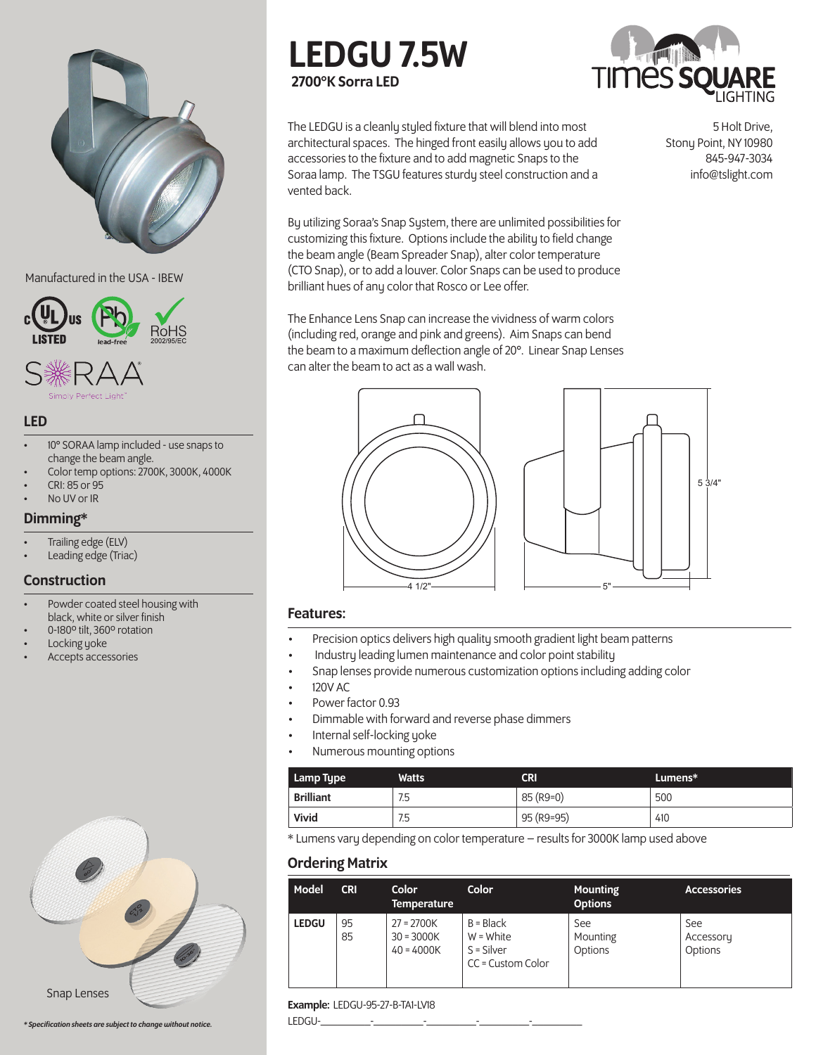# LEDGU 7.5W

**2700°K Sorra LED**

TIMES SQUARE LIGHTING

5 Holt Drive,
Stony Point, NY 10980
845-947-3034
info@tslight.com

The LEDGU is a cleanly styled fixture that will blend into most architectural spaces. The hinged front easily allows you to add accessories to the fixture and to add magnetic Snaps to the Soraa lamp. The TSGU features sturdy steel construction and a vented back.

By utilizing Soraa's Snap System, there are unlimited possibilities for customizing this fixture. Options include the ability to field change the beam angle (Beam Spreader Snap), alter color temperature (CTO Snap), or to add a louver. Color Snaps can be used to produce brilliant hues of any color that Rosco or Lee offer.

The Enhance Lens Snap can increase the vividness of warm colors (including red, orange and pink and greens). Aim Snaps can bend the beam to a maximum deflection angle of 20°. Linear Snap Lenses can alter the beam to act as a wall wash.

4 1/2"

5"

5 3/4"

Manufactured in the USA - IBEW

c UL us LISTED · Pb lead-free · RoHS 2002/95/EC

SORAA Simply Perfect Light

## LED

- 10° SORAA lamp included - use snaps to change the beam angle.
- Color temp options: 2700K, 3000K, 4000K
- CRI: 85 or 95
- No UV or IR

## Dimming*

- Trailing edge (ELV)
- Leading edge (Triac)

## Construction

- Powder coated steel housing with black, white or silver finish
- 0-180º tilt, 360º rotation
- Locking yoke
- Accepts accessories

## Features:

- Precision optics delivers high quality smooth gradient light beam patterns
- Industry leading lumen maintenance and color point stability
- Snap lenses provide numerous customization options including adding color
- 120V AC
- Power factor 0.93
- Dimmable with forward and reverse phase dimmers
- Internal self-locking yoke
- Numerous mounting options

| Lamp Type | Watts | CRI | Lumens* |
|---|---|---|---|
| **Brilliant** | 7.5 | 85 (R9=0) | 500 |
| **Vivid** | 7.5 | 95 (R9=95) | 410 |

* Lumens vary depending on color temperature – results for 3000K lamp used above

## Ordering Matrix

| Model | CRI | Color Temperature | Color | Mounting Options | Accessories |
|---|---|---|---|---|---|
| **LEDGU** | 95<br>85 | 27 = 2700K<br>30 = 3000K<br>40 = 4000K | B = Black<br>W = White<br>S = Silver<br>CC = Custom Color | See Mounting Options | See Accessory Options |

**Example:** LEDGU-95-27-B-TA1-LV18

LEDGU-_________-_________-_________-_________-_________

Snap Lenses

*** Specification sheets are subject to change without notice.***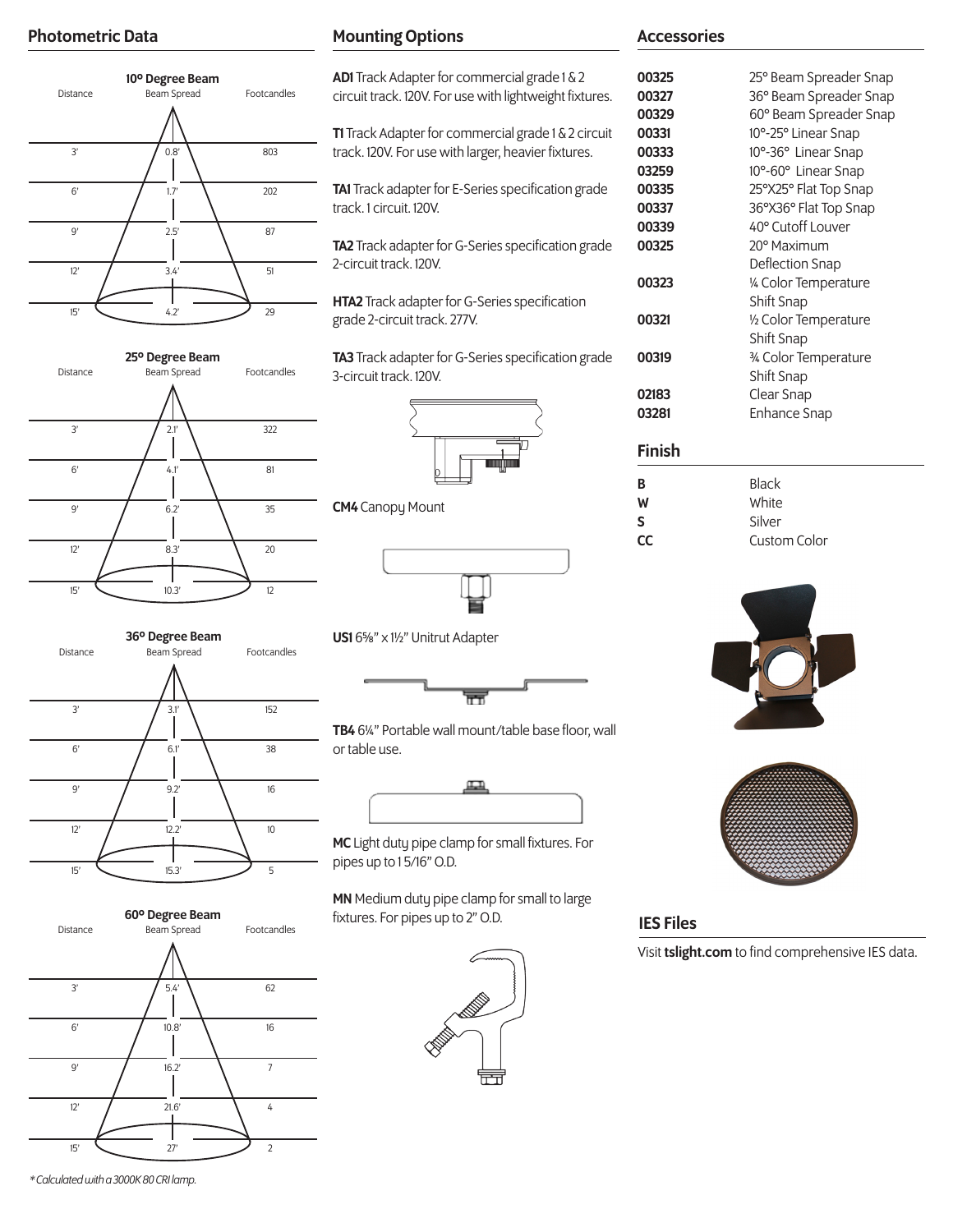## Photometric Data

**10º Degree Beam**

Distance
Beam Spread
Footcandles

3'
0.8'
803

6'
1.7'
202

9'
2.5'
87

12'
3.4'
51

15'
4.2'
29

**25º Degree Beam**

Distance
Beam Spread
Footcandles

3'
2.1'
322

6'
4.1'
81

9'
6.2'
35

12'
8.3'
20

15'
10.3'
12

**36º Degree Beam**

Distance
Beam Spread
Footcandles

3'
3.1'
152

6'
6.1'
38

9'
9.2'
16

12'
12.2'
10

15'
15.3'
5

**60º Degree Beam**

Distance
Beam Spread
Footcandles

3'
5.4'
62

6'
10.8'
16

9'
16.2'
7

12'
21.6'
4

15'
27'
2

*\*Calculated with a 3000K 80 CRI lamp.*

## Mounting Options

**AD1** Track Adapter for commercial grade 1 & 2 circuit track. 120V. For use with lightweight fixtures.

**T1** Track Adapter for commercial grade 1 & 2 circuit track. 120V. For use with larger, heavier fixtures.

**TA1** Track adapter for E-Series specification grade track. 1 circuit. 120V.

**TA2** Track adapter for G-Series specification grade 2-circuit track. 120V.

**HTA2** Track adapter for G-Series specification grade 2-circuit track. 277V.

**TA3** Track adapter for G-Series specification grade 3-circuit track. 120V.

**CM4** Canopy Mount

**US1** 6⅝" x 1½" Unitrut Adapter

**TB4** 6¼" Portable wall mount/table base floor, wall or table use.

**MC** Light duty pipe clamp for small fixtures. For pipes up to 1 5/16" O.D.

**MN** Medium duty pipe clamp for small to large fixtures. For pipes up to 2" O.D.

## Accessories

| | |
|---|---|
| **00325** | 25° Beam Spreader Snap |
| **00327** | 36° Beam Spreader Snap |
| **00329** | 60° Beam Spreader Snap |
| **00331** | 10°-25° Linear Snap |
| **00333** | 10°-36° Linear Snap |
| **03259** | 10°-60° Linear Snap |
| **00335** | 25°X25° Flat Top Snap |
| **00337** | 36°X36° Flat Top Snap |
| **00339** | 40° Cutoff Louver |
| **00325** | 20° Maximum Deflection Snap |
| **00323** | ¼ Color Temperature Shift Snap |
| **00321** | ½ Color Temperature Shift Snap |
| **00319** | ¾ Color Temperature Shift Snap |
| **02183** | Clear Snap |
| **03281** | Enhance Snap |

## Finish

| | |
|---|---|
| **B** | Black |
| **W** | White |
| **S** | Silver |
| **CC** | Custom Color |

## IES Files

Visit **tslight.com** to find comprehensive IES data.